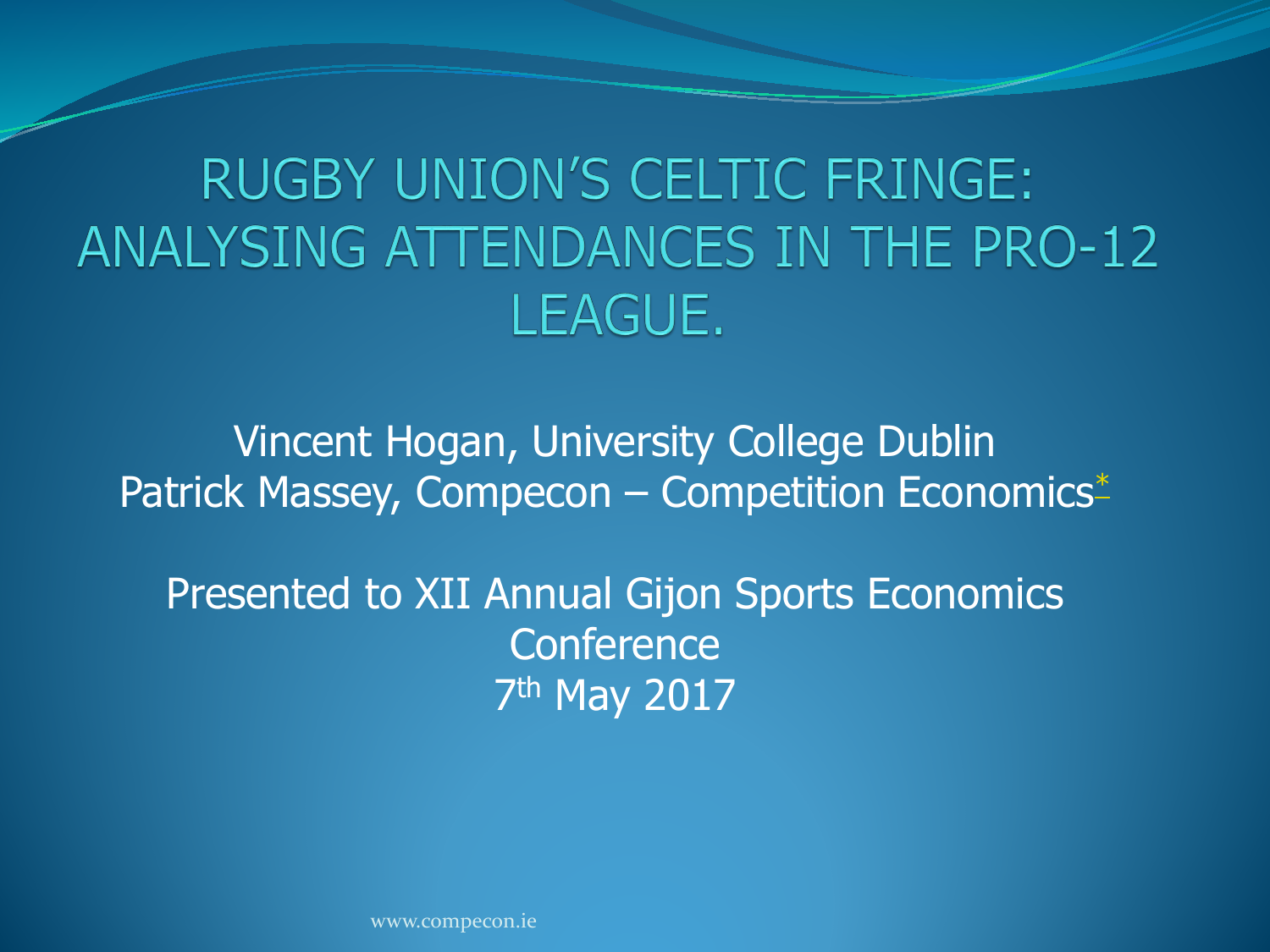# RUGBY UNION'S CELTIC FRINGE: ANALYSING ATTENDANCES IN THE PRO-12 LEAGUE.

Vincent Hogan, University College Dublin
Patrick Massey, Compecon – Competition Economics*

Presented to XII Annual Gijon Sports Economics Conference
7th May 2017

www.compecon.ie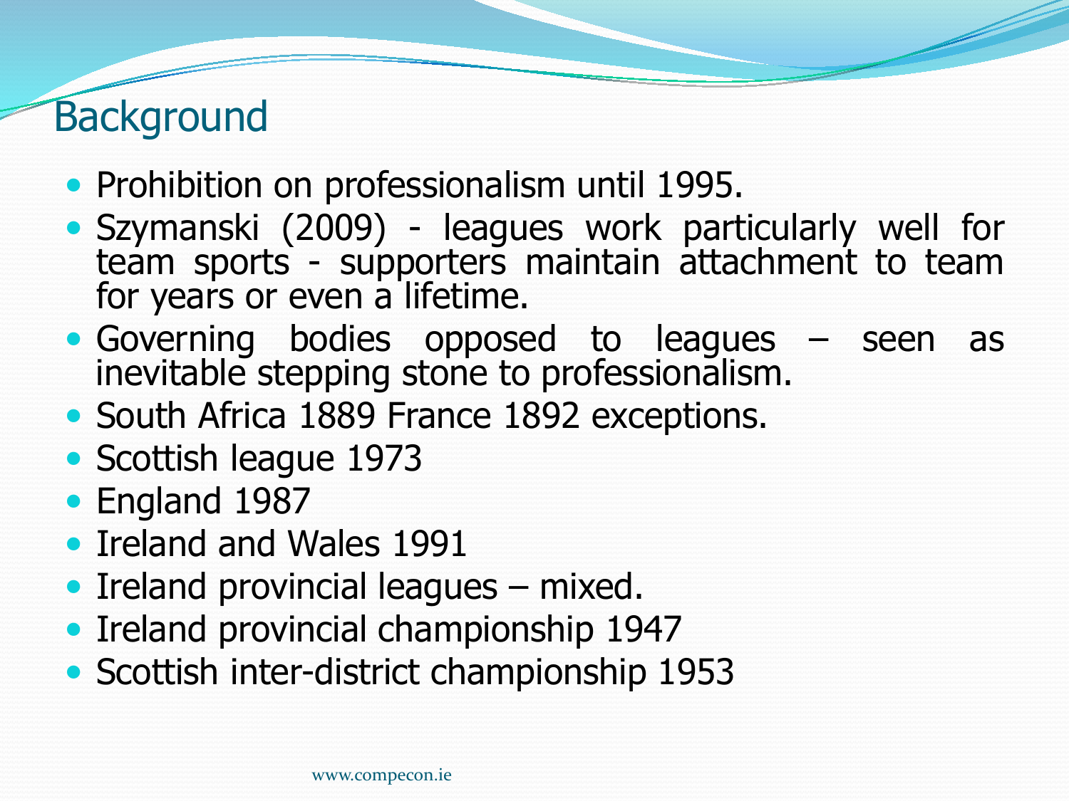# Background

- Prohibition on professionalism until 1995.
- Szymanski (2009) - leagues work particularly well for team sports - supporters maintain attachment to team for years or even a lifetime.
- Governing bodies opposed to leagues – seen as inevitable stepping stone to professionalism.
- South Africa 1889 France 1892 exceptions.
- Scottish league 1973
- England 1987
- Ireland and Wales 1991
- Ireland provincial leagues – mixed.
- Ireland provincial championship 1947
- Scottish inter-district championship 1953

www.compecon.ie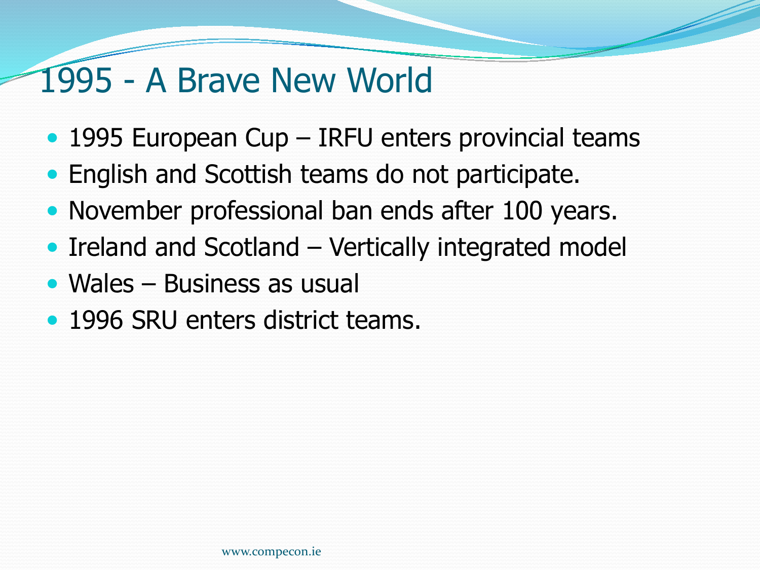# 1995 - A Brave New World

- 1995 European Cup – IRFU enters provincial teams
- English and Scottish teams do not participate.
- November professional ban ends after 100 years.
- Ireland and Scotland – Vertically integrated model
- Wales – Business as usual
- 1996 SRU enters district teams.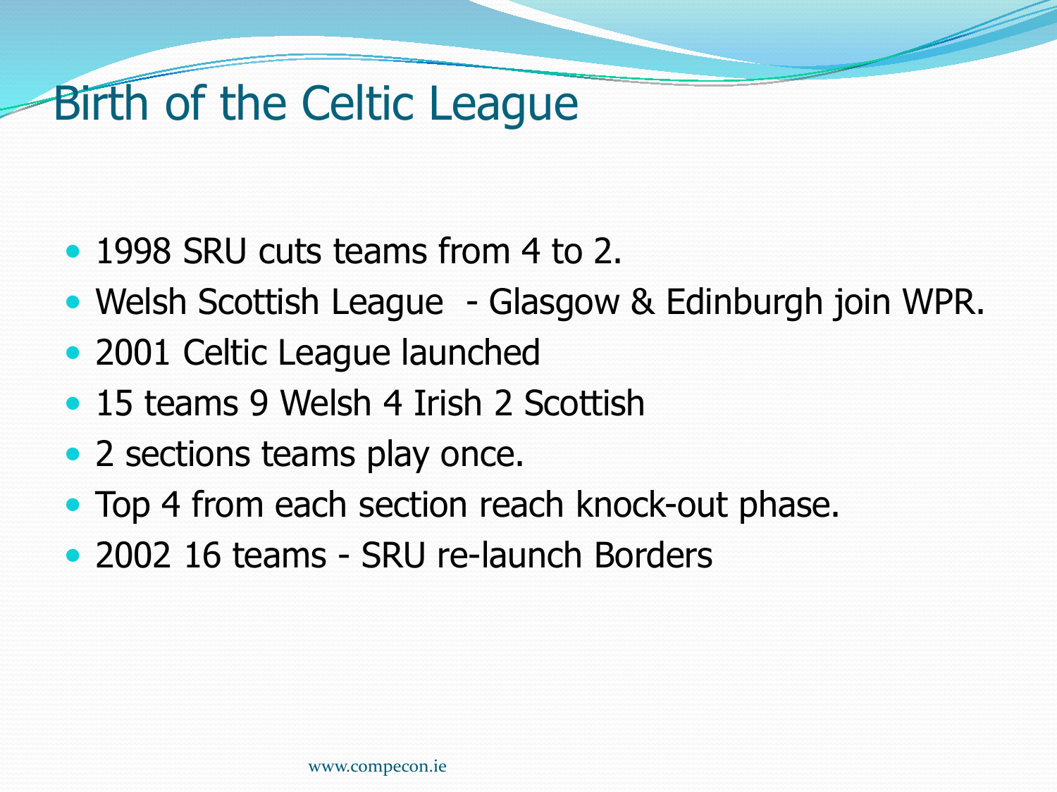# Birth of the Celtic League

- 1998 SRU cuts teams from 4 to 2.
- Welsh Scottish League - Glasgow & Edinburgh join WPR.
- 2001 Celtic League launched
- 15 teams 9 Welsh 4 Irish 2 Scottish
- 2 sections teams play once.
- Top 4 from each section reach knock-out phase.
- 2002 16 teams - SRU re-launch Borders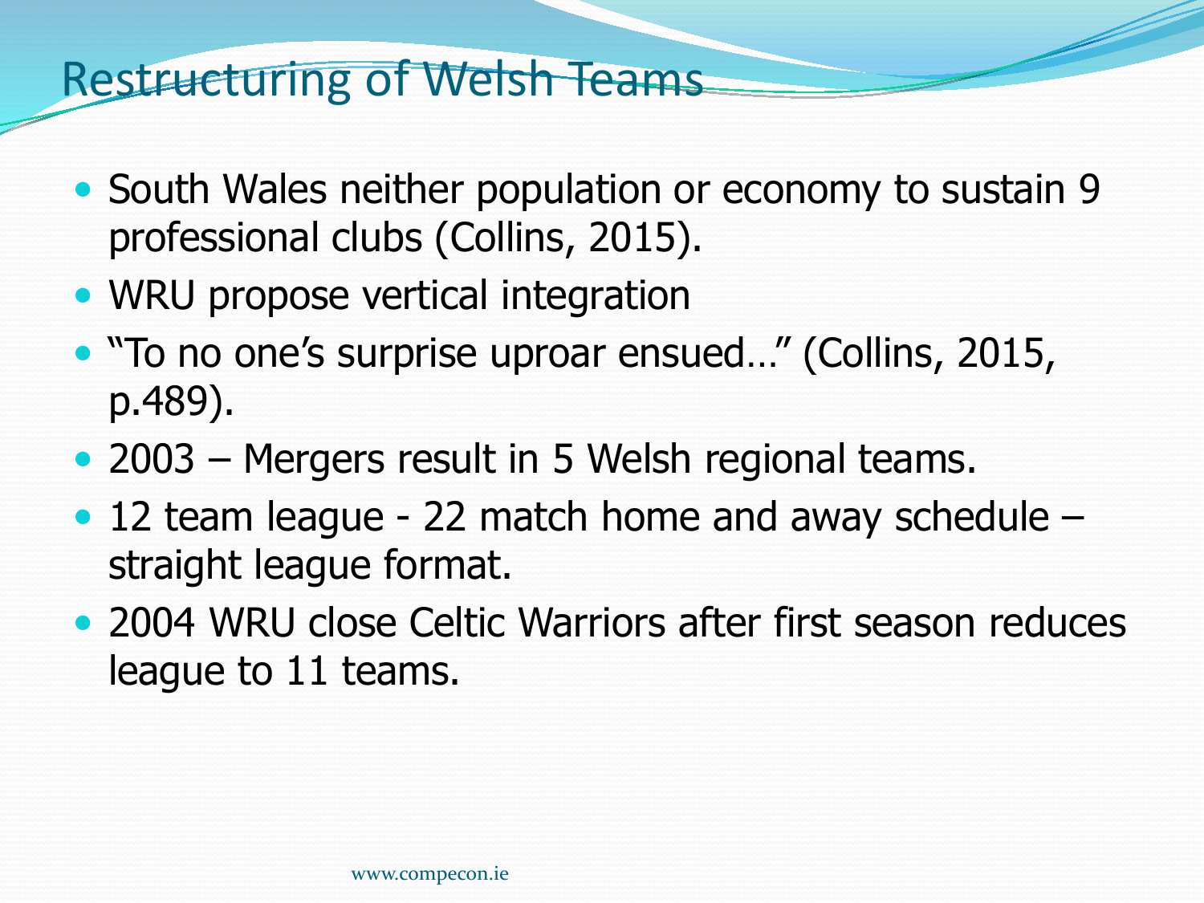# Restructuring of Welsh Teams

- South Wales neither population or economy to sustain 9 professional clubs (Collins, 2015).
- WRU propose vertical integration
- "To no one's surprise uproar ensued…" (Collins, 2015, p.489).
- 2003 – Mergers result in 5 Welsh regional teams.
- 12 team league - 22 match home and away schedule – straight league format.
- 2004 WRU close Celtic Warriors after first season reduces league to 11 teams.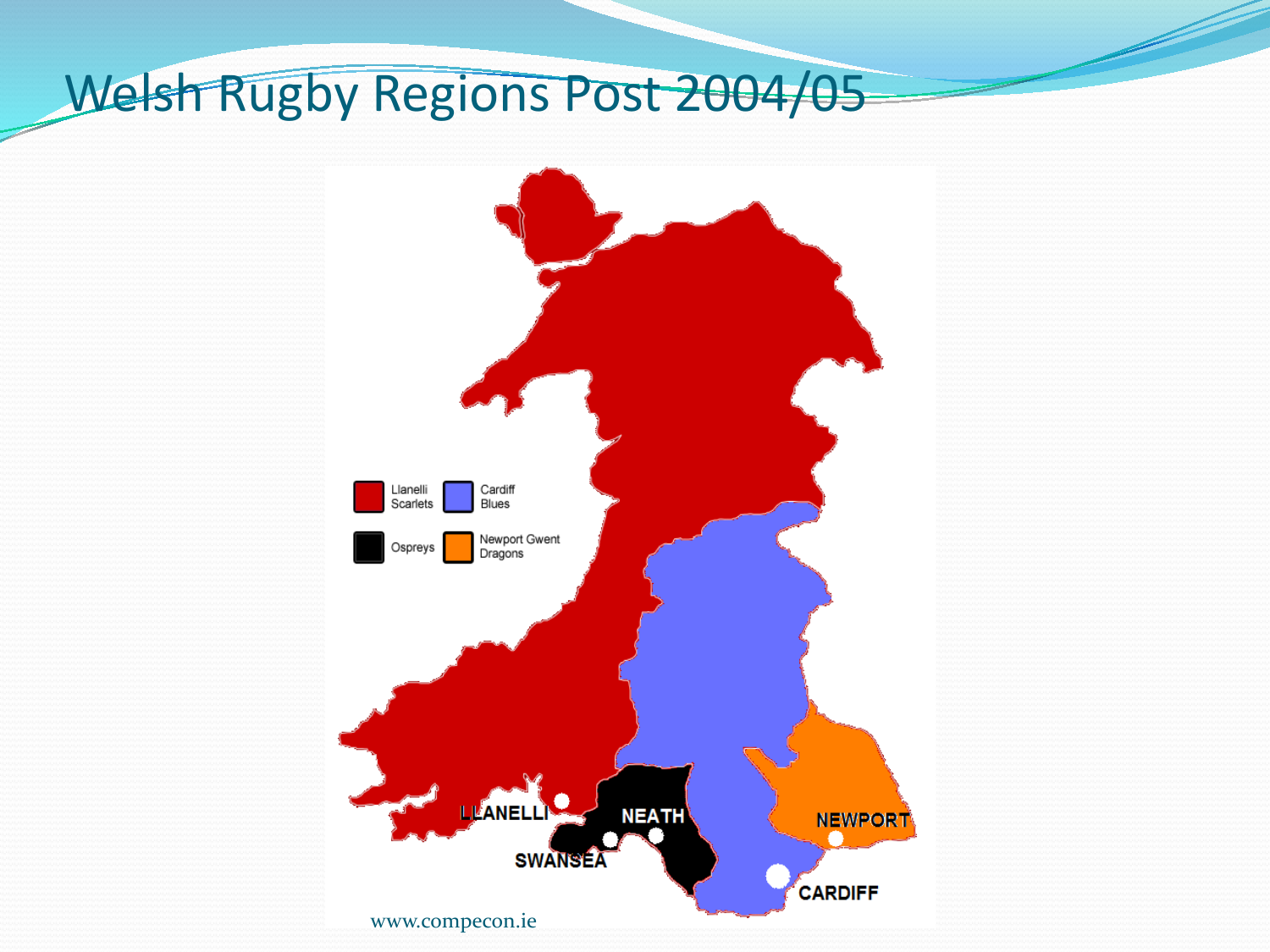# Welsh Rugby Regions Post 2004/05

Llanelli Scarlets
Cardiff Blues
Ospreys
Newport Gwent Dragons

LLANELLI
NEATH
SWANSEA
NEWPORT
CARDIFF

www.compecon.ie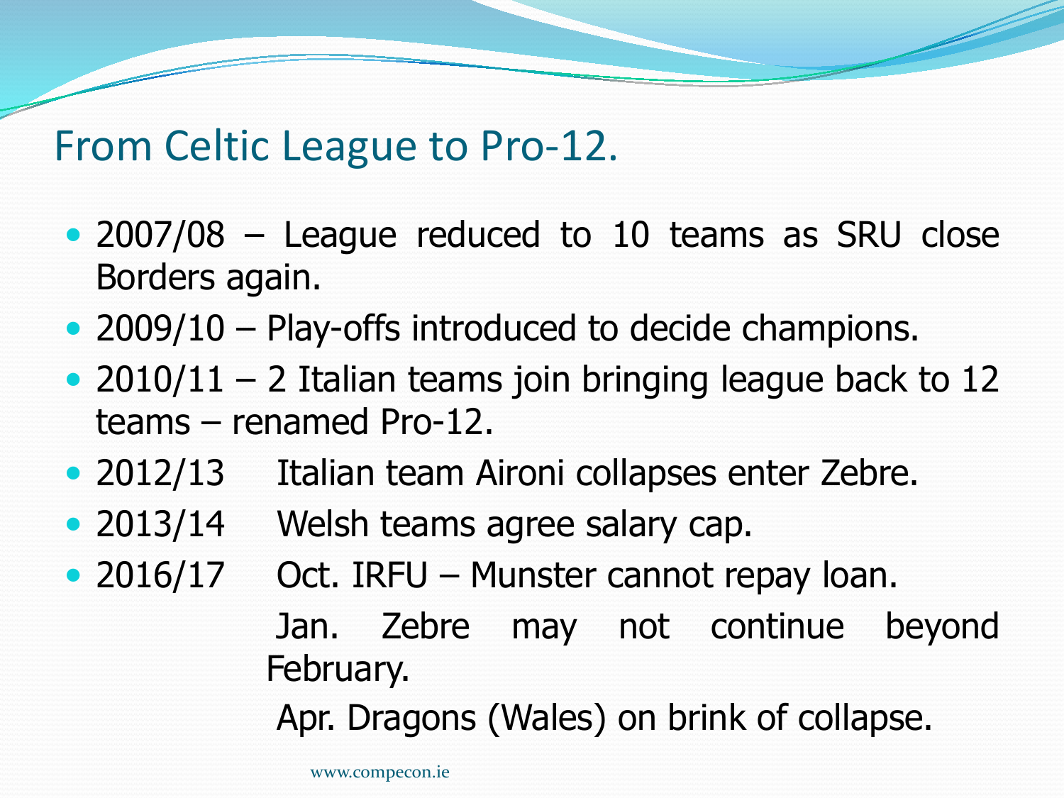# From Celtic League to Pro-12.

- 2007/08 – League reduced to 10 teams as SRU close Borders again.
- 2009/10 – Play-offs introduced to decide champions.
- 2010/11 – 2 Italian teams join bringing league back to 12 teams – renamed Pro-12.
- 2012/13 Italian team Aironi collapses enter Zebre.
- 2013/14 Welsh teams agree salary cap.
- 2016/17 Oct. IRFU – Munster cannot repay loan.

  Jan. Zebre may not continue beyond February.

  Apr. Dragons (Wales) on brink of collapse.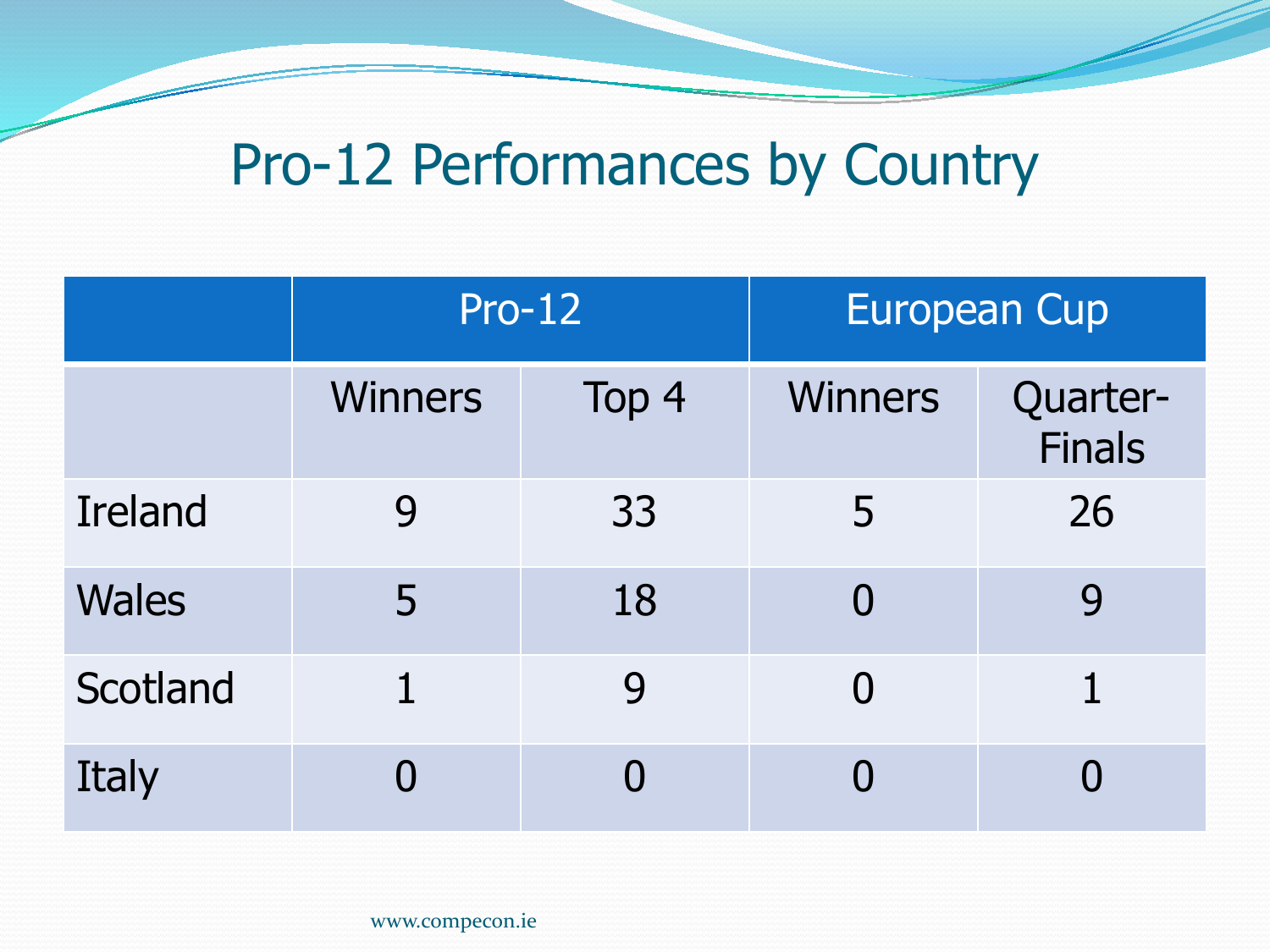# Pro-12 Performances by Country

| | Pro-12 | | European Cup | |
|---|---|---|---|---|
| | Winners | Top 4 | Winners | Quarter-Finals |
| Ireland | 9 | 33 | 5 | 26 |
| Wales | 5 | 18 | 0 | 9 |
| Scotland | 1 | 9 | 0 | 1 |
| Italy | 0 | 0 | 0 | 0 |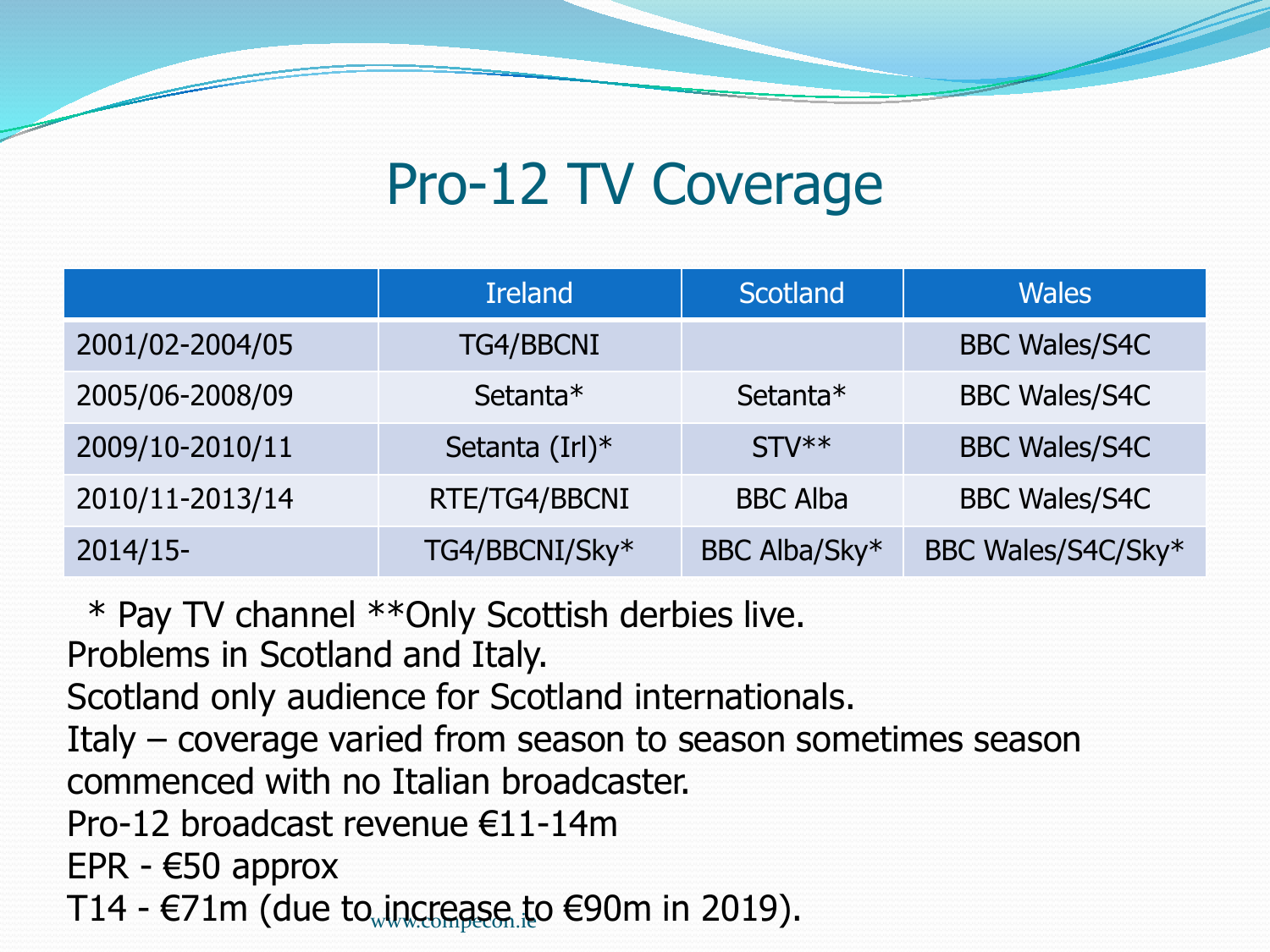# Pro-12 TV Coverage

| | Ireland | Scotland | Wales |
|---|---|---|---|
| 2001/02-2004/05 | TG4/BBCNI | | BBC Wales/S4C |
| 2005/06-2008/09 | Setanta* | Setanta* | BBC Wales/S4C |
| 2009/10-2010/11 | Setanta (Irl)* | STV** | BBC Wales/S4C |
| 2010/11-2013/14 | RTE/TG4/BBCNI | BBC Alba | BBC Wales/S4C |
| 2014/15- | TG4/BBCNI/Sky* | BBC Alba/Sky* | BBC Wales/S4C/Sky* |

\* Pay TV channel **Only Scottish derbies live.

Problems in Scotland and Italy.

Scotland only audience for Scotland internationals.

Italy – coverage varied from season to season sometimes season commenced with no Italian broadcaster.

Pro-12 broadcast revenue €11-14m

EPR - €50 approx

T14 - €71m (due to increase to €90m in 2019).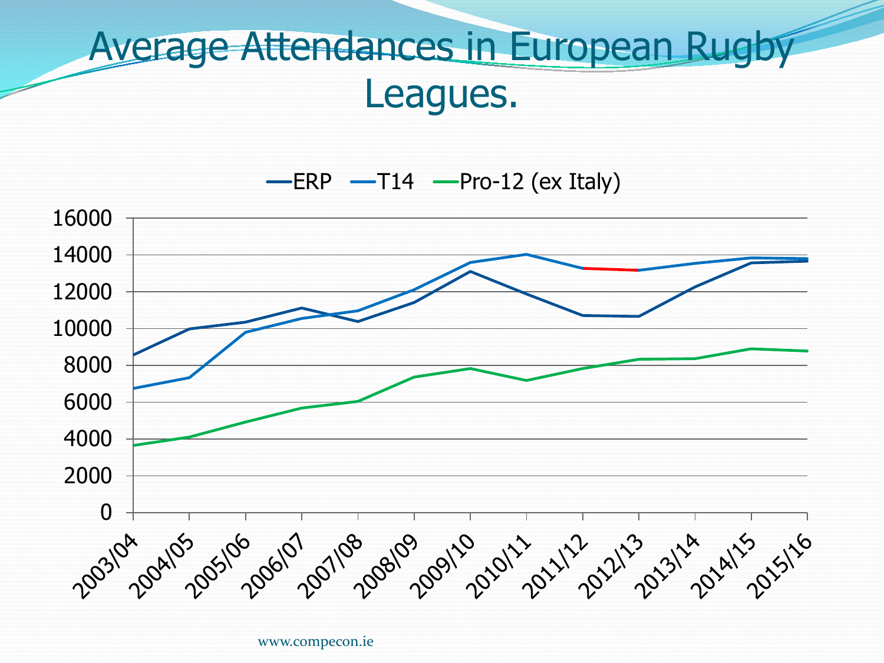# Average Attendances in European Rugby Leagues.

ERP — T14 — Pro-12 (ex Italy)

www.compecon.ie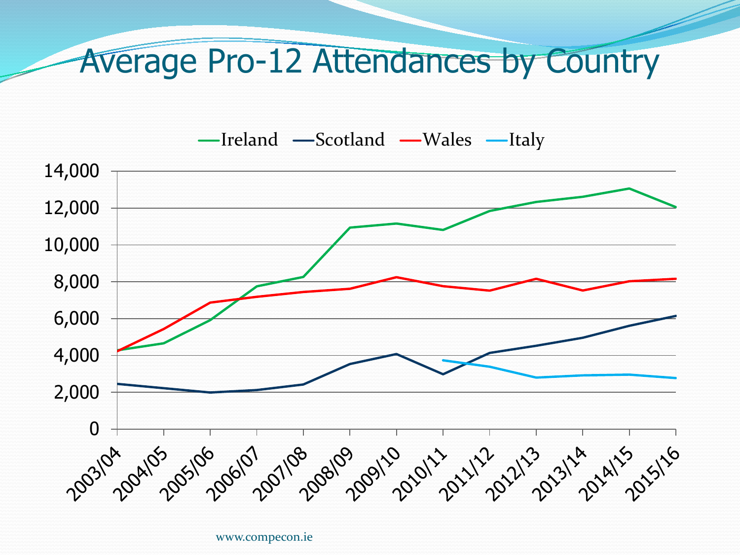# Average Pro-12 Attendances by Country

Ireland — Scotland — Wales — Italy

14,000
12,000
10,000
8,000
6,000
4,000
2,000
0

2003/04 2004/05 2005/06 2006/07 2007/08 2008/09 2009/10 2010/11 2011/12 2012/13 2013/14 2014/15 2015/16

www.compecon.ie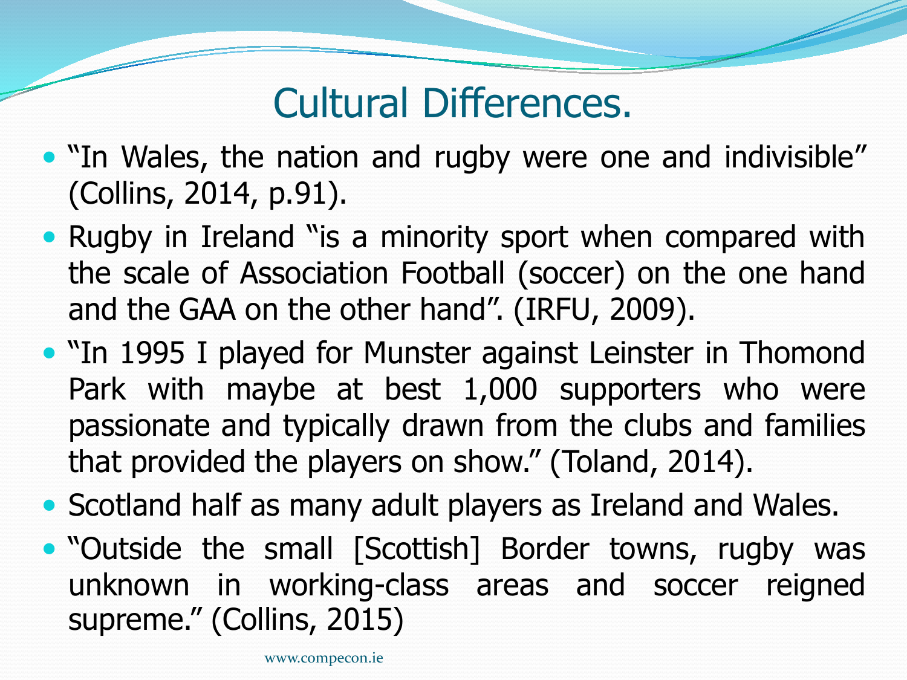# Cultural Differences.

- "In Wales, the nation and rugby were one and indivisible" (Collins, 2014, p.91).
- Rugby in Ireland "is a minority sport when compared with the scale of Association Football (soccer) on the one hand and the GAA on the other hand". (IRFU, 2009).
- "In 1995 I played for Munster against Leinster in Thomond Park with maybe at best 1,000 supporters who were passionate and typically drawn from the clubs and families that provided the players on show." (Toland, 2014).
- Scotland half as many adult players as Ireland and Wales.
- "Outside the small [Scottish] Border towns, rugby was unknown in working-class areas and soccer reigned supreme." (Collins, 2015)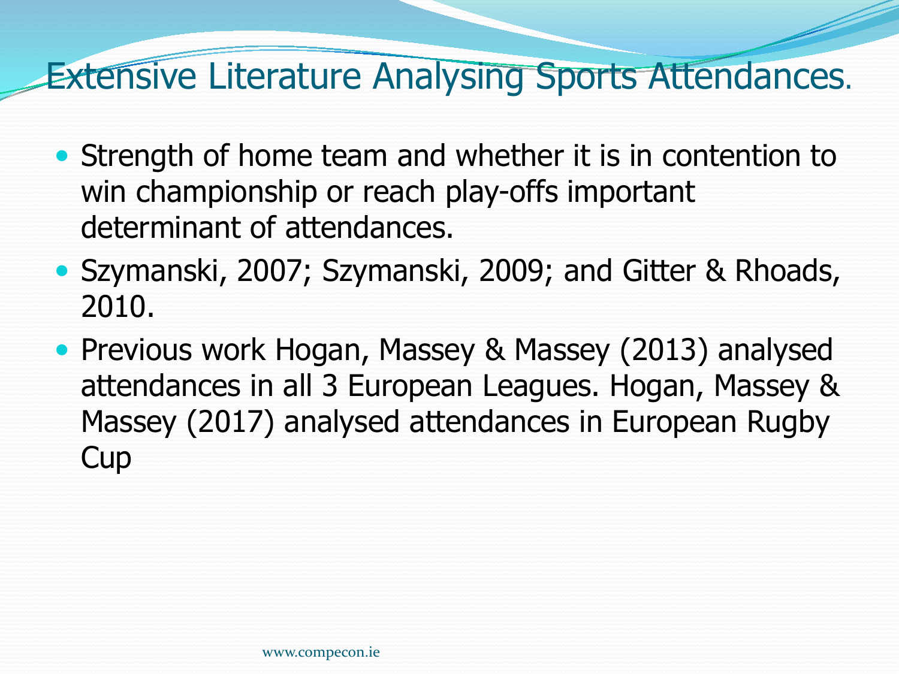# Extensive Literature Analysing Sports Attendances.

- Strength of home team and whether it is in contention to win championship or reach play-offs important determinant of attendances.
- Szymanski, 2007; Szymanski, 2009; and Gitter & Rhoads, 2010.
- Previous work Hogan, Massey & Massey (2013) analysed attendances in all 3 European Leagues. Hogan, Massey & Massey (2017) analysed attendances in European Rugby Cup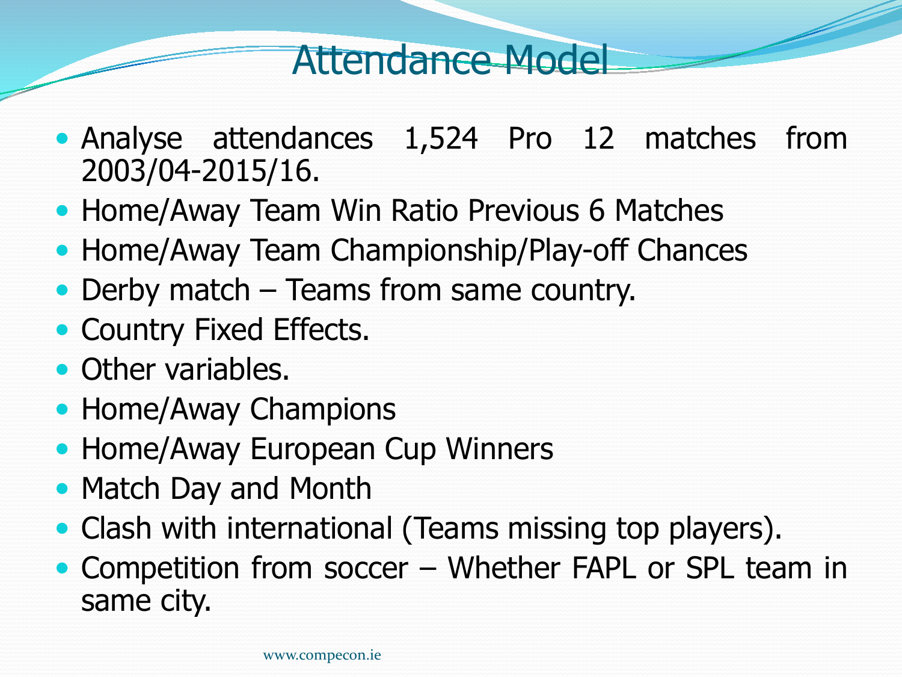# Attendance Model

- Analyse attendances 1,524 Pro 12 matches from 2003/04-2015/16.
- Home/Away Team Win Ratio Previous 6 Matches
- Home/Away Team Championship/Play-off Chances
- Derby match – Teams from same country.
- Country Fixed Effects.
- Other variables.
- Home/Away Champions
- Home/Away European Cup Winners
- Match Day and Month
- Clash with international (Teams missing top players).
- Competition from soccer – Whether FAPL or SPL team in same city.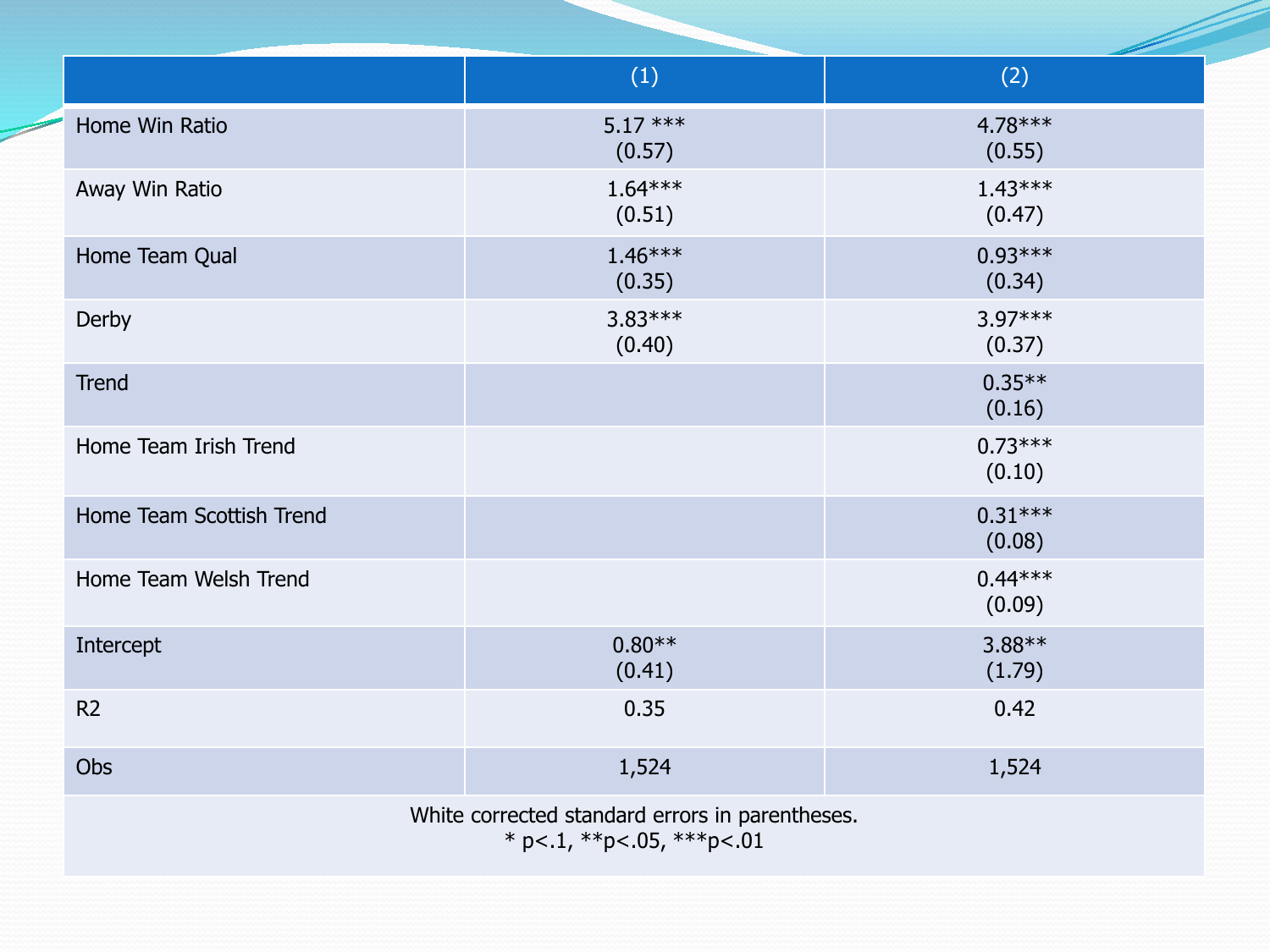| | (1) | (2) |
|---|---|---|
| Home Win Ratio | 5.17 ***<br>(0.57) | 4.78***<br>(0.55) |
| Away Win Ratio | 1.64***<br>(0.51) | 1.43***<br>(0.47) |
| Home Team Qual | 1.46***<br>(0.35) | 0.93***<br>(0.34) |
| Derby | 3.83***<br>(0.40) | 3.97***<br>(0.37) |
| Trend | | 0.35**<br>(0.16) |
| Home Team Irish Trend | | 0.73***<br>(0.10) |
| Home Team Scottish Trend | | 0.31***<br>(0.08) |
| Home Team Welsh Trend | | 0.44***<br>(0.09) |
| Intercept | 0.80**<br>(0.41) | 3.88**<br>(1.79) |
| R2 | 0.35 | 0.42 |
| Obs | 1,524 | 1,524 |

White corrected standard errors in parentheses.
* p<.1, **p<.05, ***p<.01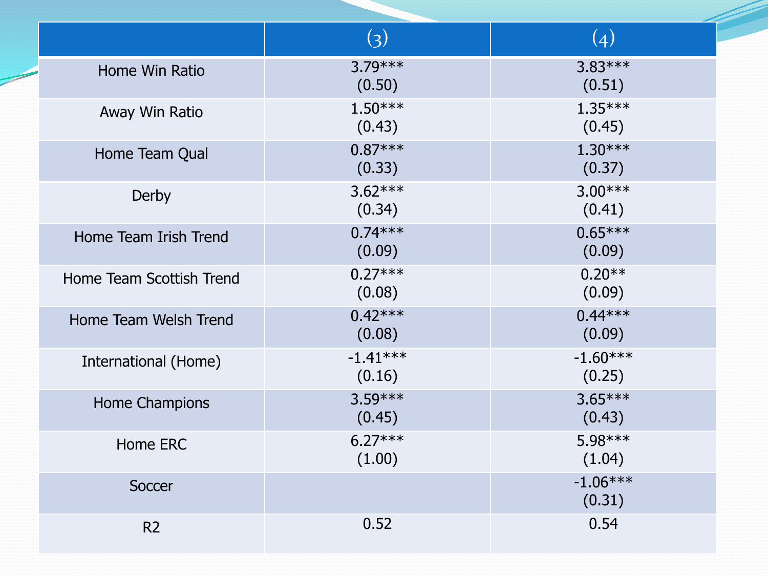|  | (3) | (4) |
|---|---|---|
| Home Win Ratio | 3.79***<br>(0.50) | 3.83***<br>(0.51) |
| Away Win Ratio | 1.50***<br>(0.43) | 1.35***<br>(0.45) |
| Home Team Qual | 0.87***<br>(0.33) | 1.30***<br>(0.37) |
| Derby | 3.62***<br>(0.34) | 3.00***<br>(0.41) |
| Home Team Irish Trend | 0.74***<br>(0.09) | 0.65***<br>(0.09) |
| Home Team Scottish Trend | 0.27***<br>(0.08) | 0.20**<br>(0.09) |
| Home Team Welsh Trend | 0.42***<br>(0.08) | 0.44***<br>(0.09) |
| International (Home) | -1.41***<br>(0.16) | -1.60***<br>(0.25) |
| Home Champions | 3.59***<br>(0.45) | 3.65***<br>(0.43) |
| Home ERC | 6.27***<br>(1.00) | 5.98***<br>(1.04) |
| Soccer |  | -1.06***<br>(0.31) |
| $R^2$ | 0.52 | 0.54 |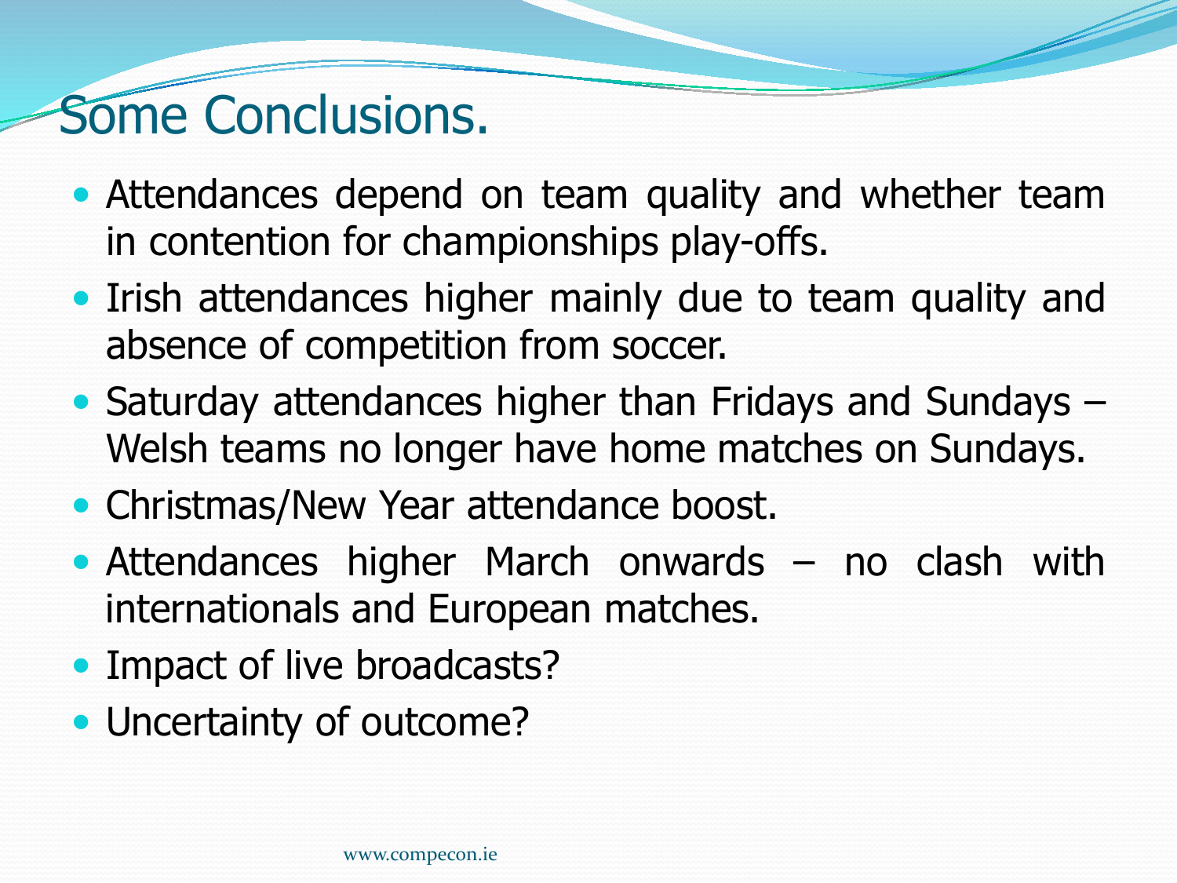# Some Conclusions.

- Attendances depend on team quality and whether team in contention for championships play-offs.
- Irish attendances higher mainly due to team quality and absence of competition from soccer.
- Saturday attendances higher than Fridays and Sundays – Welsh teams no longer have home matches on Sundays.
- Christmas/New Year attendance boost.
- Attendances higher March onwards – no clash with internationals and European matches.
- Impact of live broadcasts?
- Uncertainty of outcome?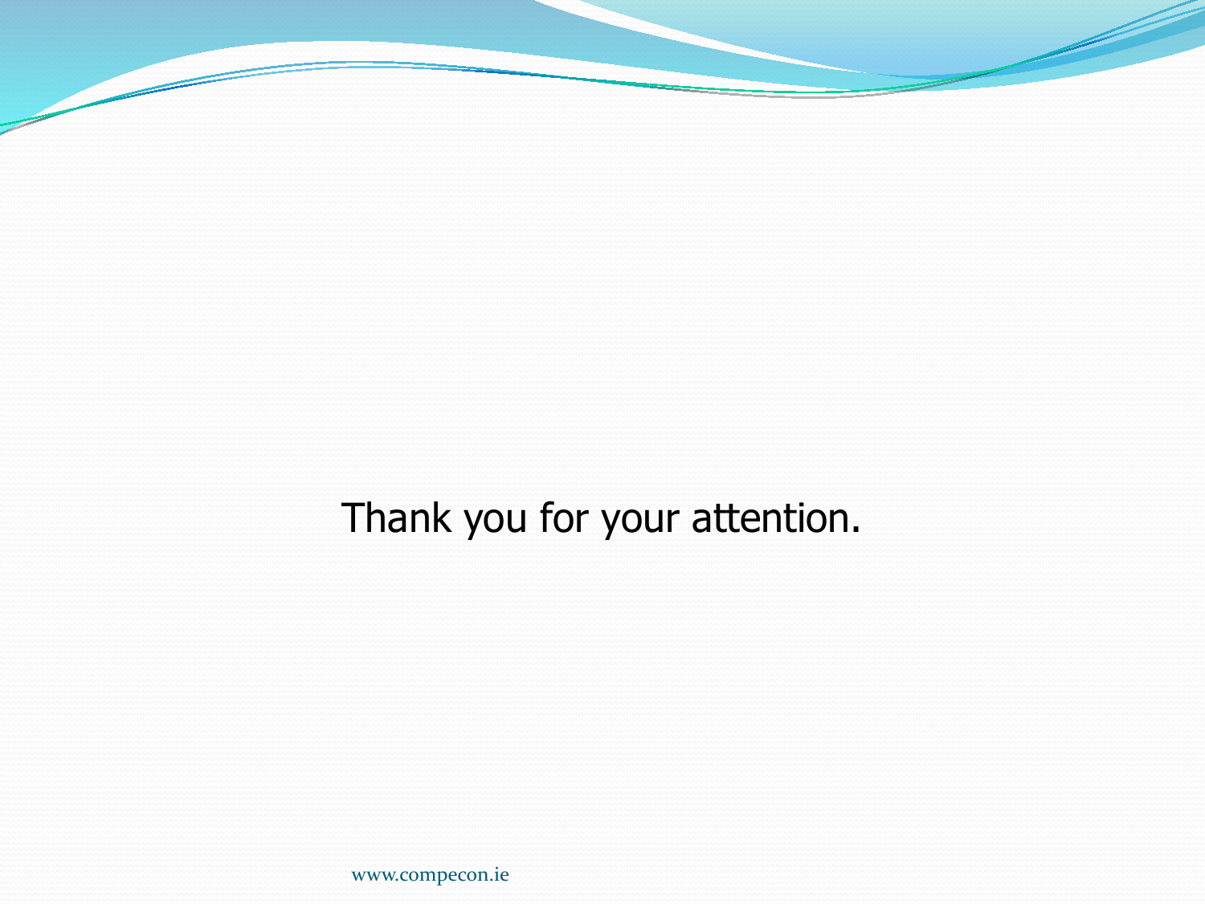Thank you for your attention.

www.compecon.ie